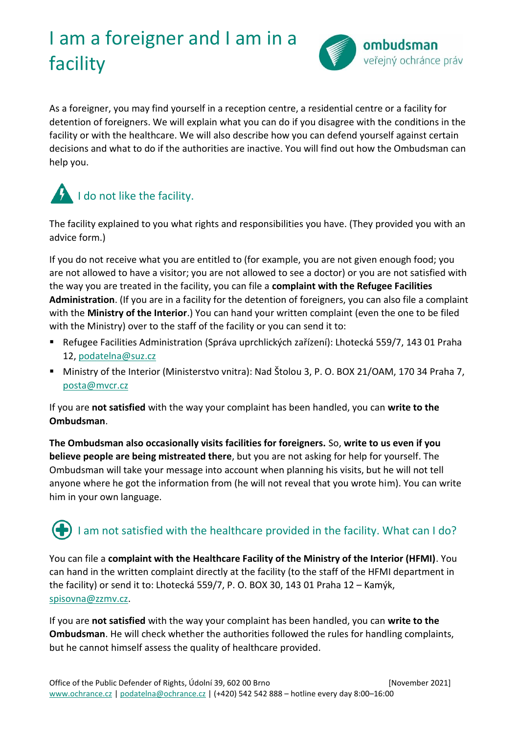# I am a foreigner and I am in a facility

As a foreigner, you may find yourself in a reception centre, a residential centre or a facility for detention of foreigners. We will explain what you can do if you disagree with the conditions in the facility or with the healthcare. We will also describe how you can defend yourself against certain decisions and what to do if the authorities are inactive. You will find out how the Ombudsman can help you.

## I do not like the facility.

The facility explained to you what rights and responsibilities you have. (They provided you with an advice form.)

If you do not receive what you are entitled to (for example, you are not given enough food; you are not allowed to have a visitor; you are not allowed to see a doctor) or you are not satisfied with the way you are treated in the facility, you can file a **complaint with the Refugee Facilities Administration**. (If you are in a facility for the detention of foreigners, you can also file a complaint with the **Ministry of the Interior**.) You can hand your written complaint (even the one to be filed with the Ministry) over to the staff of the facility or you can send it to:

- Refugee Facilities Administration (Správa uprchlických zařízení): Lhotecká 559/7, 143 01 Praha 12, podatelna@suz.cz
- Ministry of the Interior (Ministerstvo vnitra): Nad Štolou 3, P. O. BOX 21/OAM, 170 34 Praha 7, posta@mvcr.cz

If you are **not satisfied** with the way your complaint has been handled, you can **write to the Ombudsman**.

**The Ombudsman also occasionally visits facilities for foreigners.** So, **write to us even if you believe people are being mistreated there**, but you are not asking for help for yourself. The Ombudsman will take your message into account when planning his visits, but he will not tell anyone where he got the information from (he will not reveal that you wrote him). You can write him in your own language.

## I am not satisfied with the healthcare provided in the facility. What can I do?

You can file a **complaint with the Healthcare Facility of the Ministry of the Interior (HFMI)**. You can hand in the written complaint directly at the facility (to the staff of the HFMI department in the facility) or send it to: Lhotecká 559/7, P. O. BOX 30, 143 01 Praha 12 – Kamýk, spisovna@zzmv.cz.

If you are **not satisfied** with the way your complaint has been handled, you can **write to the Ombudsman**. He will check whether the authorities followed the rules for handling complaints, but he cannot himself assess the quality of healthcare provided.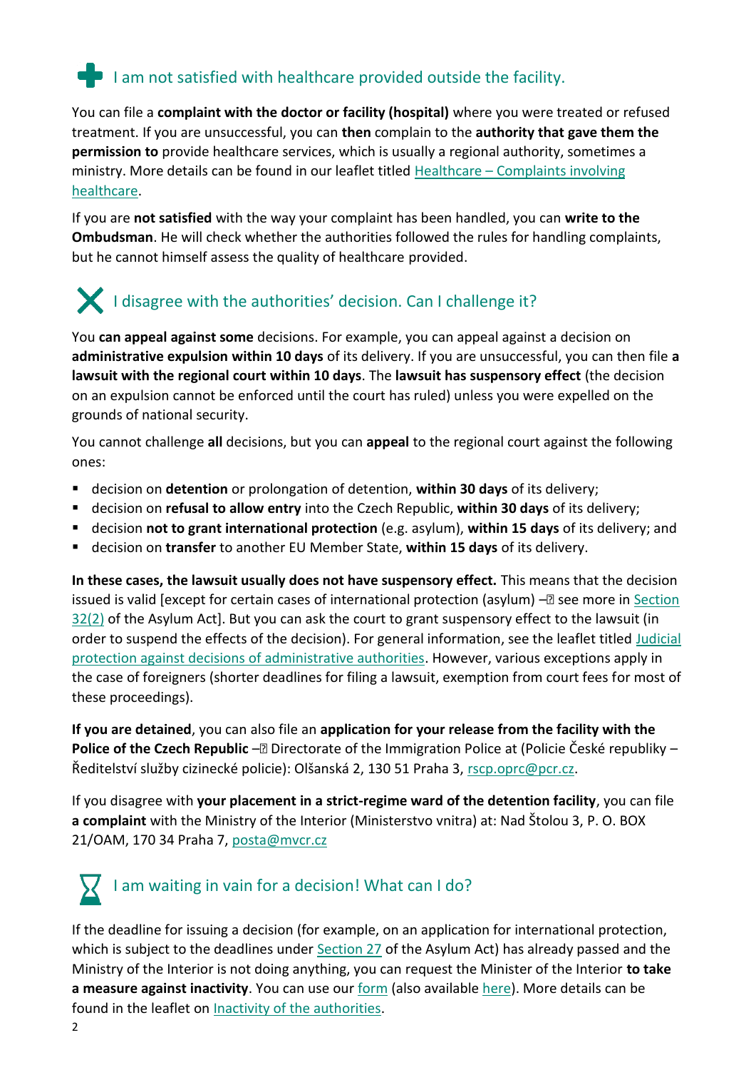## I am not satisfied with healthcare provided outside the facility.

You can file a **complaint with the doctor or facility (hospital)** where you were treated or refused treatment. If you are unsuccessful, you can **then** complain to the **authority that gave them the permission to** provide healthcare services, which is usually a regional authority, sometimes a ministry. More details can be found in our leaflet titled Healthcare – Complaints involving healthcare.

If you are **not satisfied** with the way your complaint has been handled, you can **write to the Ombudsman**. He will check whether the authorities followed the rules for handling complaints, but he cannot himself assess the quality of healthcare provided.

## I disagree with the authorities' decision. Can I challenge it?

You **can appeal against some** decisions. For example, you can appeal against a decision on **administrative expulsion within 10 days** of its delivery. If you are unsuccessful, you can then file **a lawsuit with the regional court within 10 days**. The **lawsuit has suspensory effect** (the decision on an expulsion cannot be enforced until the court has ruled) unless you were expelled on the grounds of national security.

You cannot challenge **all** decisions, but you can **appeal** to the regional court against the following ones:

- decision on **detention** or prolongation of detention, **within 30 days** of its delivery;
- decision on **refusal to allow entry** into the Czech Republic, **within 30 days** of its delivery;
- decision **not to grant international protection** (e.g. asylum), **within 15 days** of its delivery; and
- decision on **transfer** to another EU Member State, **within 15 days** of its delivery.

**In these cases, the lawsuit usually does not have suspensory effect.** This means that the decision issued is valid [except for certain cases of international protection (asylum) – see more in Section 32(2) of the Asylum Act]. But you can ask the court to grant suspensory effect to the lawsuit (in order to suspend the effects of the decision). For general information, see the leaflet titled Judicial protection against decisions of administrative authorities. However, various exceptions apply in the case of foreigners (shorter deadlines for filing a lawsuit, exemption from court fees for most of these proceedings).

**If you are detained**, you can also file an **application for your release from the facility with the Police of the Czech Republic** – Directorate of the Immigration Police at (Policie České republiky – Ředitelství služby cizinecké policie): Olšanská 2, 130 51 Praha 3, rscp.oprc@pcr.cz.

If you disagree with **your placement in a strict-regime ward of the detention facility**, you can file **a complaint** with the Ministry of the Interior (Ministerstvo vnitra) at: Nad Štolou 3, P. O. BOX 21/OAM, 170 34 Praha 7, posta@mvcr.cz

## I am waiting in vain for a decision! What can I do?

If the deadline for issuing a decision (for example, on an application for international protection, which is subject to the deadlines under Section 27 of the Asylum Act) has already passed and the Ministry of the Interior is not doing anything, you can request the Minister of the Interior **to take a measure against inactivity**. You can use our form (also available here). More details can be found in the leaflet on Inactivity of the authorities.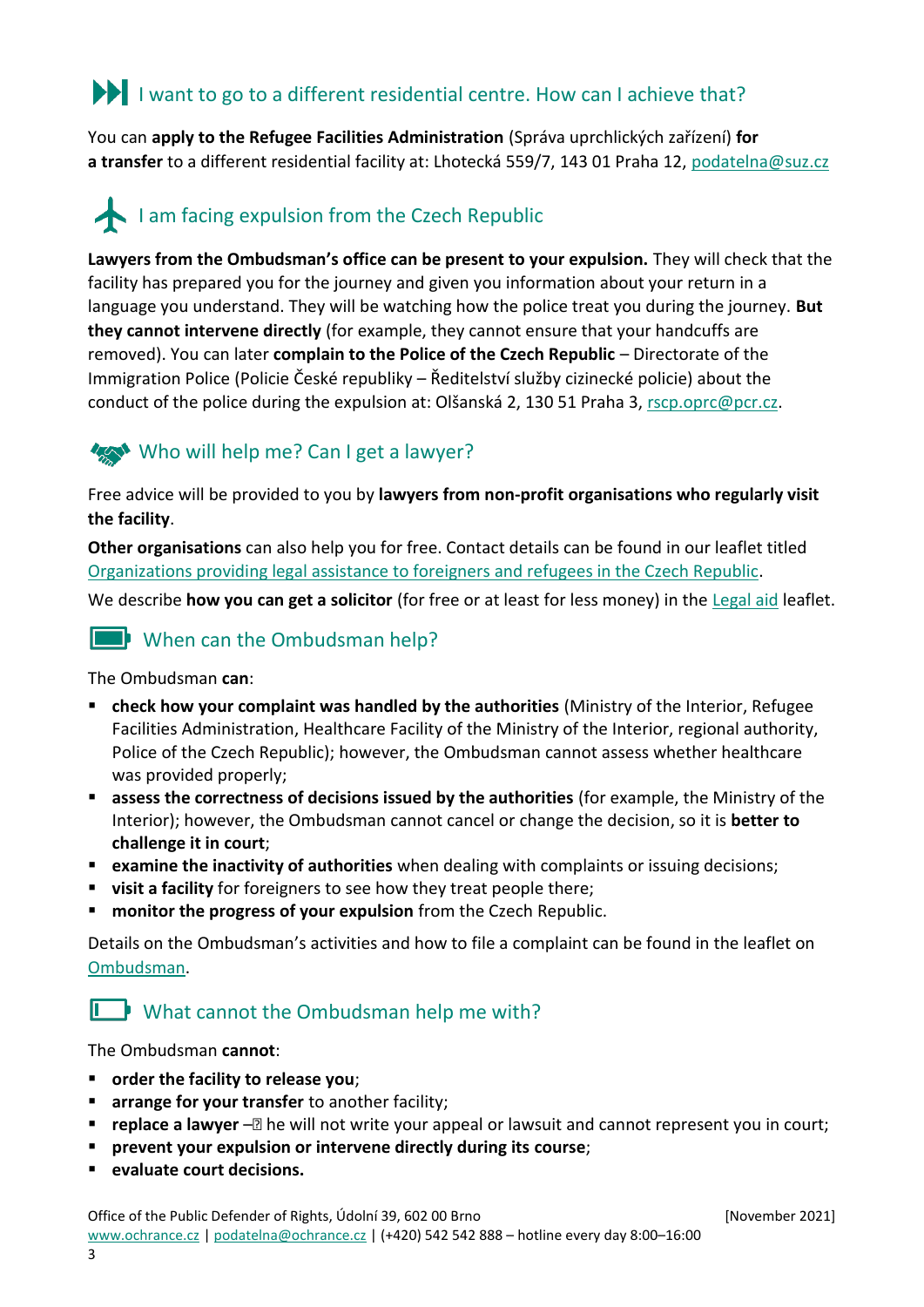## I want to go to a different residential centre. How can I achieve that?

You can **apply to the Refugee Facilities Administration** (Správa uprchlických zařízení) **for a transfer** to a different residential facility at: Lhotecká 559/7, 143 01 Praha 12, podatelna@suz.cz

## I am facing expulsion from the Czech Republic

**Lawyers from the Ombudsman's office can be present to your expulsion.** They will check that the facility has prepared you for the journey and given you information about your return in a language you understand. They will be watching how the police treat you during the journey. **But they cannot intervene directly** (for example, they cannot ensure that your handcuffs are removed). You can later **complain to the Police of the Czech Republic** – Directorate of the Immigration Police (Policie České republiky – Ředitelství služby cizinecké policie) about the conduct of the police during the expulsion at: Olšanská 2, 130 51 Praha 3, rscp.oprc@pcr.cz.

## Who will help me? Can I get a lawyer?

Free advice will be provided to you by **lawyers from non-profit organisations who regularly visit the facility**.

**Other organisations** can also help you for free. Contact details can be found in our leaflet titled Organizations providing legal assistance to foreigners and refugees in the Czech Republic.

We describe **how you can get a solicitor** (for free or at least for less money) in the Legal aid leaflet.

## When can the Ombudsman help?

The Ombudsman **can**:

- **check how your complaint was handled by the authorities** (Ministry of the Interior, Refugee Facilities Administration, Healthcare Facility of the Ministry of the Interior, regional authority, Police of the Czech Republic); however, the Ombudsman cannot assess whether healthcare was provided properly;
- **assess the correctness of decisions issued by the authorities** (for example, the Ministry of the Interior); however, the Ombudsman cannot cancel or change the decision, so it is **better to challenge it in court**;
- **examine the inactivity of authorities** when dealing with complaints or issuing decisions;
- **visit a facility** for foreigners to see how they treat people there;
- **monitor the progress of your expulsion** from the Czech Republic.

Details on the Ombudsman's activities and how to file a complaint can be found in the leaflet on Ombudsman.

## What cannot the Ombudsman help me with?

The Ombudsman **cannot**:

- **order the facility to release you**;
- **arrange for your transfer** to another facility;
- **replace a lawyer** – he will not write your appeal or lawsuit and cannot represent you in court;
- **prevent your expulsion or intervene directly during its course**;
- **evaluate court decisions.**

Office of the Public Defender of Rights, Údolní 39, 602 00 Brno [November 2021]
www.ochrance.cz | podatelna@ochrance.cz | (+420) 542 542 888 – hotline every day 8:00–16:00